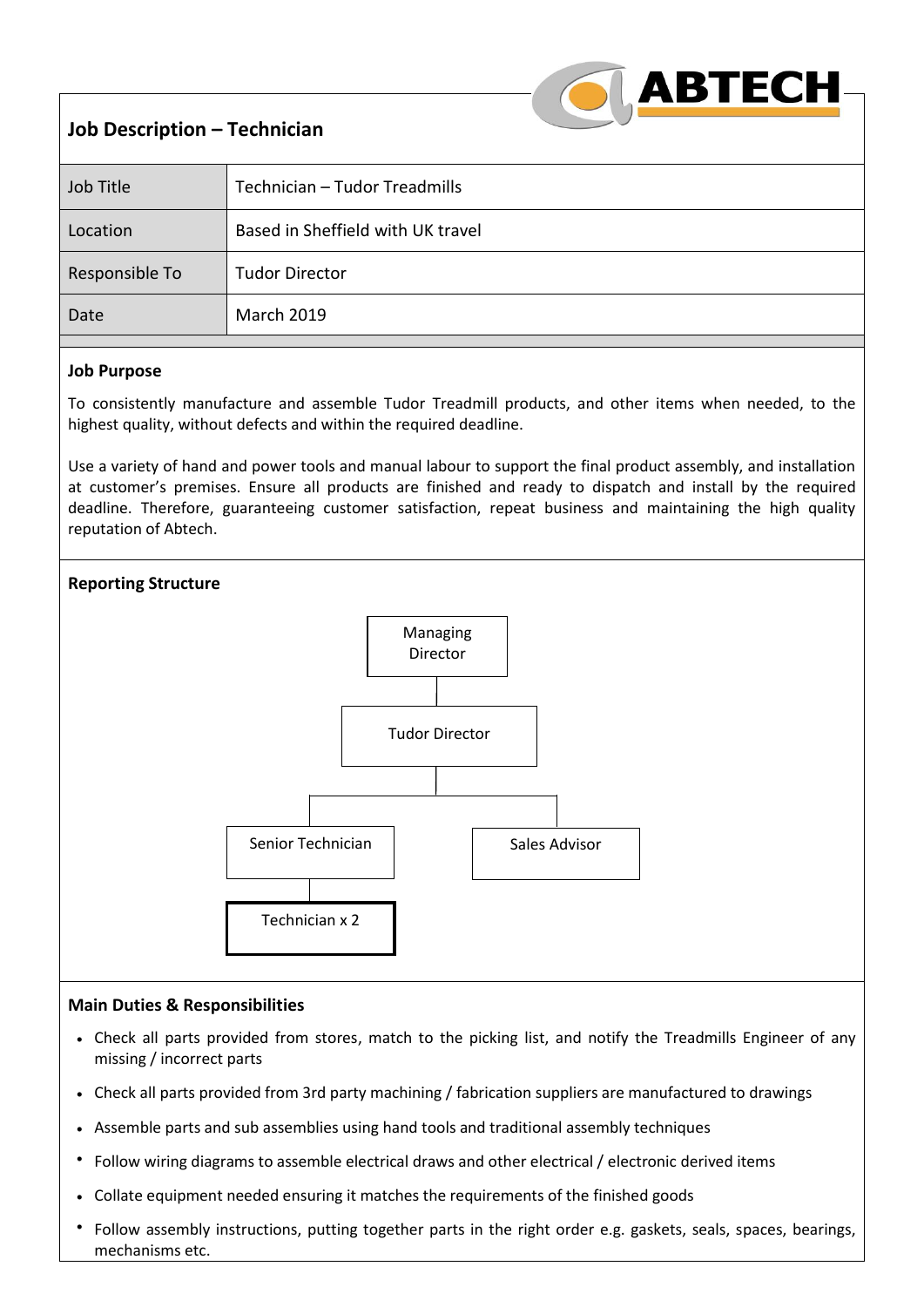## Job Description – Technician

| Job Title | Technician – Tudor Treadmills |
|---|---|
| Location | Based in Sheffield with UK travel |
| Responsible To | Tudor Director |
| Date | March 2019 |

### Job Purpose

To consistently manufacture and assemble Tudor Treadmill products, and other items when needed, to the highest quality, without defects and within the required deadline.

Use a variety of hand and power tools and manual labour to support the final product assembly, and installation at customer's premises. Ensure all products are finished and ready to dispatch and install by the required deadline. Therefore, guaranteeing customer satisfaction, repeat business and maintaining the high quality reputation of Abtech.

### Reporting Structure

- Managing Director
  - Tudor Director
    - Senior Technician
      - **Technician x 2**
    - Sales Advisor

### Main Duties & Responsibilities

- Check all parts provided from stores, match to the picking list, and notify the Treadmills Engineer of any missing / incorrect parts
- Check all parts provided from 3rd party machining / fabrication suppliers are manufactured to drawings
- Assemble parts and sub assemblies using hand tools and traditional assembly techniques
- Follow wiring diagrams to assemble electrical draws and other electrical / electronic derived items
- Collate equipment needed ensuring it matches the requirements of the finished goods
- Follow assembly instructions, putting together parts in the right order e.g. gaskets, seals, spaces, bearings, mechanisms etc.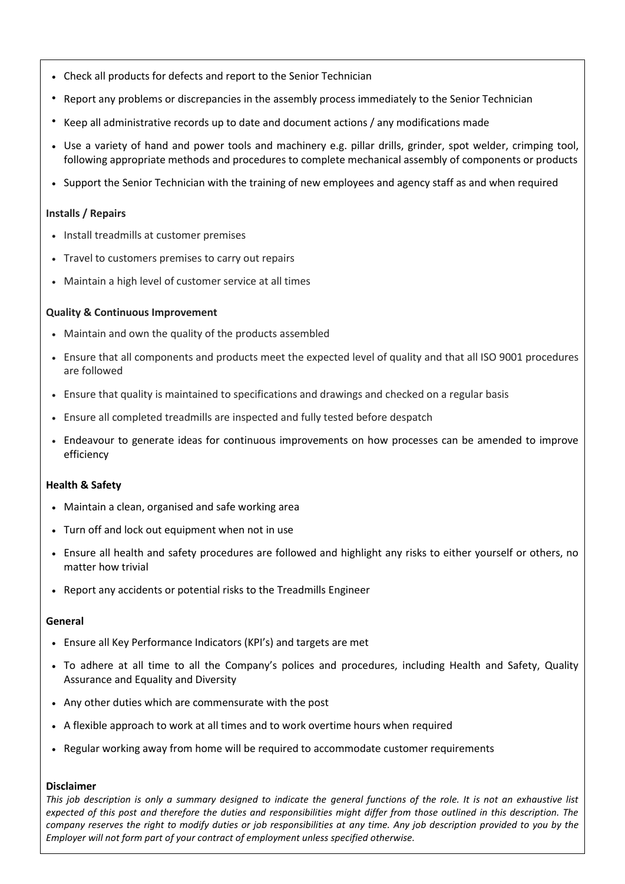- Check all products for defects and report to the Senior Technician
- Report any problems or discrepancies in the assembly process immediately to the Senior Technician
- Keep all administrative records up to date and document actions / any modifications made
- Use a variety of hand and power tools and machinery e.g. pillar drills, grinder, spot welder, crimping tool, following appropriate methods and procedures to complete mechanical assembly of components or products
- Support the Senior Technician with the training of new employees and agency staff as and when required

**Installs / Repairs**

- Install treadmills at customer premises
- Travel to customers premises to carry out repairs
- Maintain a high level of customer service at all times

**Quality & Continuous Improvement**

- Maintain and own the quality of the products assembled
- Ensure that all components and products meet the expected level of quality and that all ISO 9001 procedures are followed
- Ensure that quality is maintained to specifications and drawings and checked on a regular basis
- Ensure all completed treadmills are inspected and fully tested before despatch
- Endeavour to generate ideas for continuous improvements on how processes can be amended to improve efficiency

**Health & Safety**

- Maintain a clean, organised and safe working area
- Turn off and lock out equipment when not in use
- Ensure all health and safety procedures are followed and highlight any risks to either yourself or others, no matter how trivial
- Report any accidents or potential risks to the Treadmills Engineer

**General**

- Ensure all Key Performance Indicators (KPI's) and targets are met
- To adhere at all time to all the Company's polices and procedures, including Health and Safety, Quality Assurance and Equality and Diversity
- Any other duties which are commensurate with the post
- A flexible approach to work at all times and to work overtime hours when required
- Regular working away from home will be required to accommodate customer requirements

**Disclaimer**

*This job description is only a summary designed to indicate the general functions of the role. It is not an exhaustive list expected of this post and therefore the duties and responsibilities might differ from those outlined in this description. The company reserves the right to modify duties or job responsibilities at any time. Any job description provided to you by the Employer will not form part of your contract of employment unless specified otherwise.*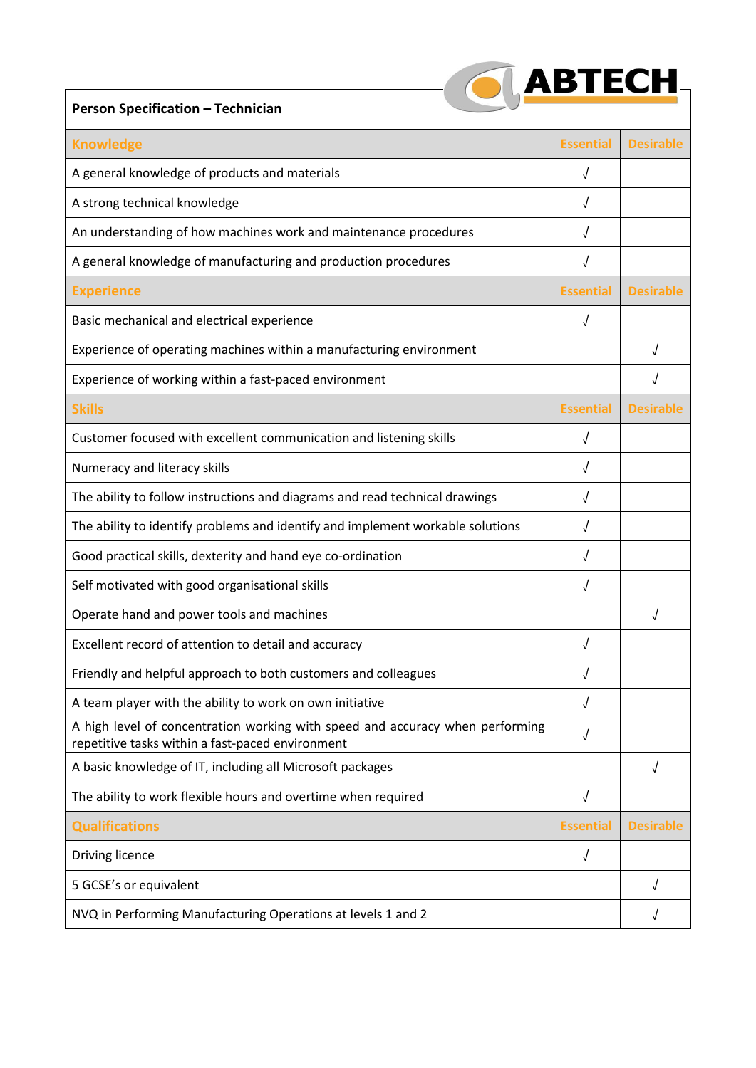**Person Specification – Technician**

| Knowledge | Essential | Desirable |
|---|---|---|
| A general knowledge of products and materials | √ | |
| A strong technical knowledge | √ | |
| An understanding of how machines work and maintenance procedures | √ | |
| A general knowledge of manufacturing and production procedures | √ | |
| **Experience** | **Essential** | **Desirable** |
| Basic mechanical and electrical experience | √ | |
| Experience of operating machines within a manufacturing environment | | √ |
| Experience of working within a fast-paced environment | | √ |
| **Skills** | **Essential** | **Desirable** |
| Customer focused with excellent communication and listening skills | √ | |
| Numeracy and literacy skills | √ | |
| The ability to follow instructions and diagrams and read technical drawings | √ | |
| The ability to identify problems and identify and implement workable solutions | √ | |
| Good practical skills, dexterity and hand eye co-ordination | √ | |
| Self motivated with good organisational skills | √ | |
| Operate hand and power tools and machines | | √ |
| Excellent record of attention to detail and accuracy | √ | |
| Friendly and helpful approach to both customers and colleagues | √ | |
| A team player with the ability to work on own initiative | √ | |
| A high level of concentration working with speed and accuracy when performing repetitive tasks within a fast-paced environment | √ | |
| A basic knowledge of IT, including all Microsoft packages | | √ |
| The ability to work flexible hours and overtime when required | √ | |
| **Qualifications** | **Essential** | **Desirable** |
| Driving licence | √ | |
| 5 GCSE's or equivalent | | √ |
| NVQ in Performing Manufacturing Operations at levels 1 and 2 | | √ |